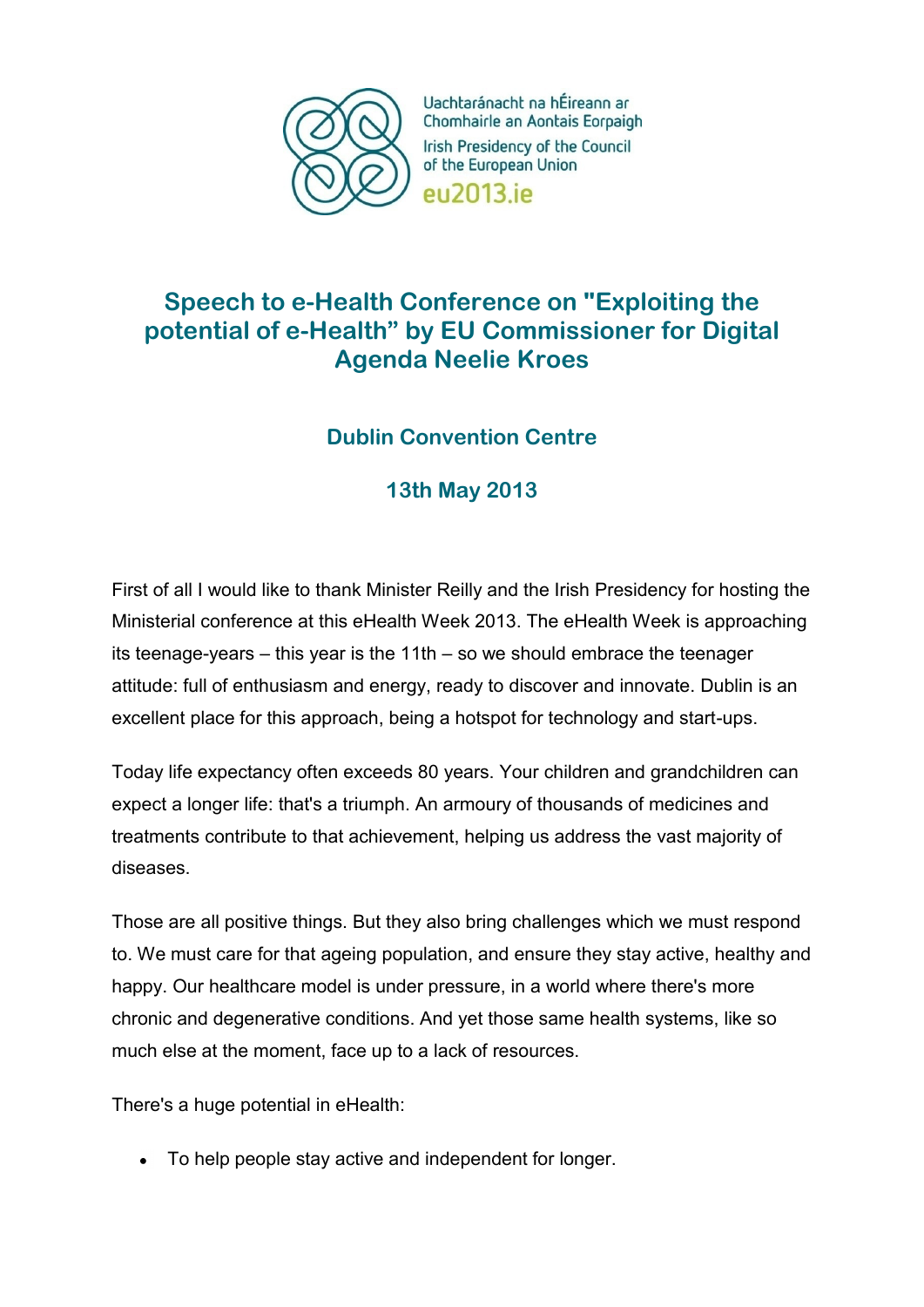Uachtaránacht na hÉireann ar Chomhairle an Aontais Eorpaigh

Irish Presidency of the Council of the European Union

eu2013.ie

# Speech to e-Health Conference on "Exploiting the potential of e-Health" by EU Commissioner for Digital Agenda Neelie Kroes

## Dublin Convention Centre

## 13th May 2013

First of all I would like to thank Minister Reilly and the Irish Presidency for hosting the Ministerial conference at this eHealth Week 2013. The eHealth Week is approaching its teenage-years – this year is the 11th – so we should embrace the teenager attitude: full of enthusiasm and energy, ready to discover and innovate. Dublin is an excellent place for this approach, being a hotspot for technology and start-ups.

Today life expectancy often exceeds 80 years. Your children and grandchildren can expect a longer life: that's a triumph. An armoury of thousands of medicines and treatments contribute to that achievement, helping us address the vast majority of diseases.

Those are all positive things. But they also bring challenges which we must respond to. We must care for that ageing population, and ensure they stay active, healthy and happy. Our healthcare model is under pressure, in a world where there's more chronic and degenerative conditions. And yet those same health systems, like so much else at the moment, face up to a lack of resources.

There's a huge potential in eHealth:

- To help people stay active and independent for longer.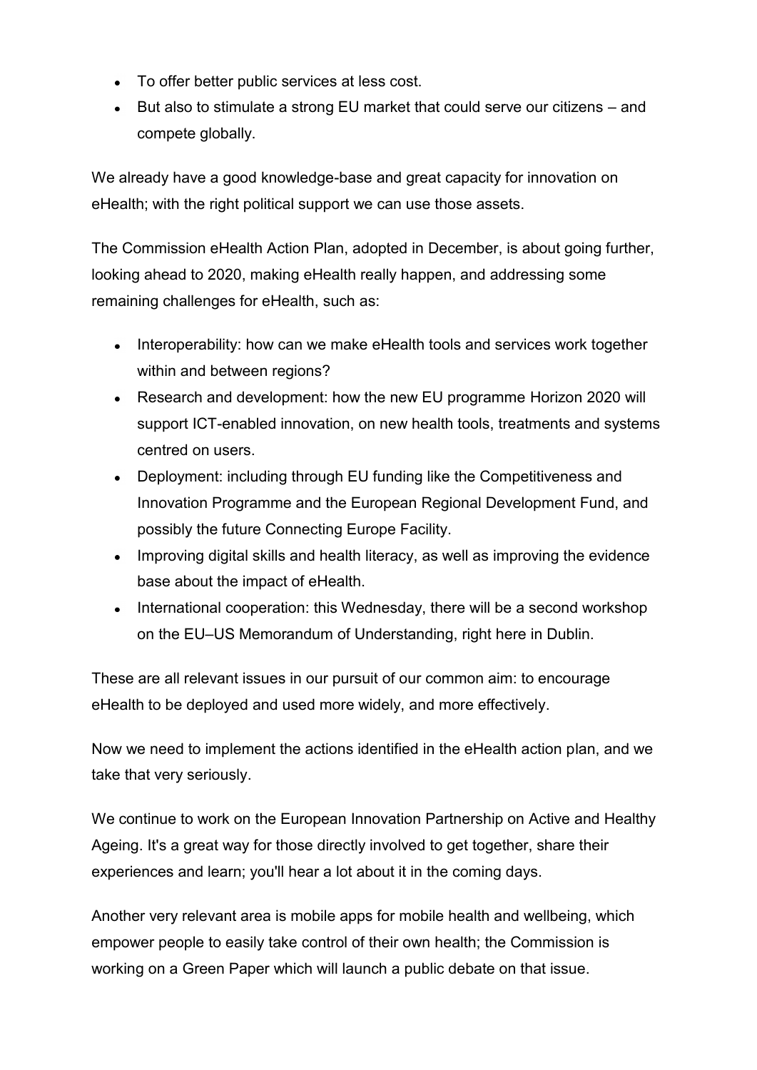- To offer better public services at less cost.
- But also to stimulate a strong EU market that could serve our citizens – and compete globally.

We already have a good knowledge-base and great capacity for innovation on eHealth; with the right political support we can use those assets.

The Commission eHealth Action Plan, adopted in December, is about going further, looking ahead to 2020, making eHealth really happen, and addressing some remaining challenges for eHealth, such as:

- Interoperability: how can we make eHealth tools and services work together within and between regions?
- Research and development: how the new EU programme Horizon 2020 will support ICT-enabled innovation, on new health tools, treatments and systems centred on users.
- Deployment: including through EU funding like the Competitiveness and Innovation Programme and the European Regional Development Fund, and possibly the future Connecting Europe Facility.
- Improving digital skills and health literacy, as well as improving the evidence base about the impact of eHealth.
- International cooperation: this Wednesday, there will be a second workshop on the EU–US Memorandum of Understanding, right here in Dublin.

These are all relevant issues in our pursuit of our common aim: to encourage eHealth to be deployed and used more widely, and more effectively.

Now we need to implement the actions identified in the eHealth action plan, and we take that very seriously.

We continue to work on the European Innovation Partnership on Active and Healthy Ageing. It's a great way for those directly involved to get together, share their experiences and learn; you'll hear a lot about it in the coming days.

Another very relevant area is mobile apps for mobile health and wellbeing, which empower people to easily take control of their own health; the Commission is working on a Green Paper which will launch a public debate on that issue.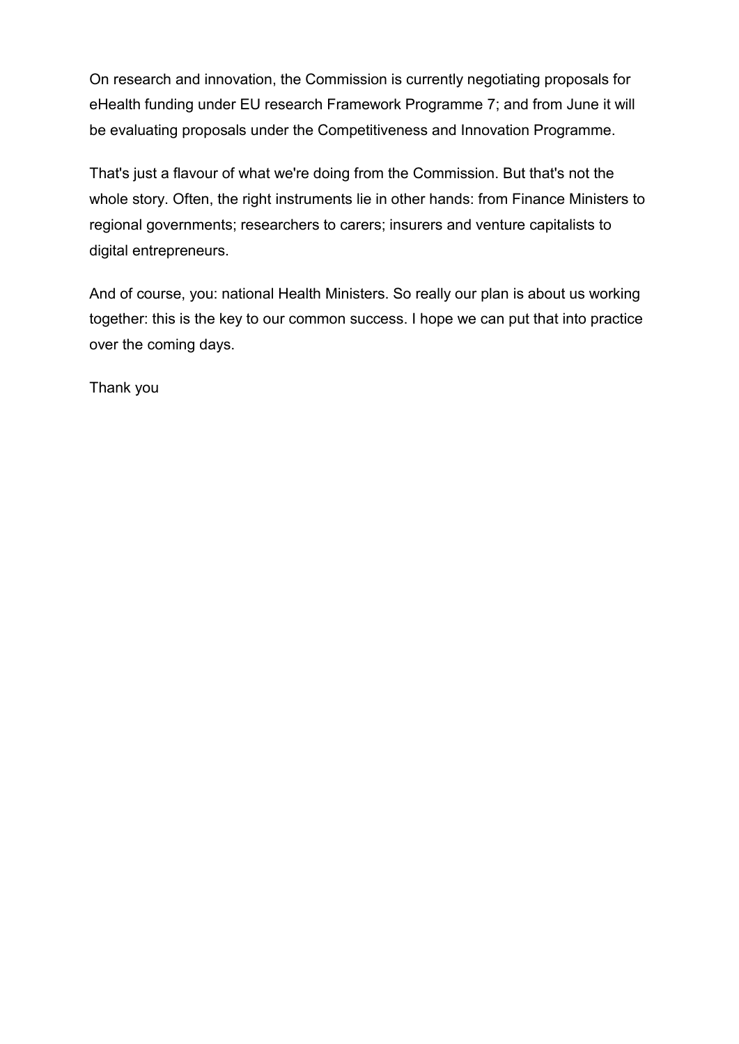On research and innovation, the Commission is currently negotiating proposals for eHealth funding under EU research Framework Programme 7; and from June it will be evaluating proposals under the Competitiveness and Innovation Programme.

That's just a flavour of what we're doing from the Commission. But that's not the whole story. Often, the right instruments lie in other hands: from Finance Ministers to regional governments; researchers to carers; insurers and venture capitalists to digital entrepreneurs.

And of course, you: national Health Ministers. So really our plan is about us working together: this is the key to our common success. I hope we can put that into practice over the coming days.

Thank you